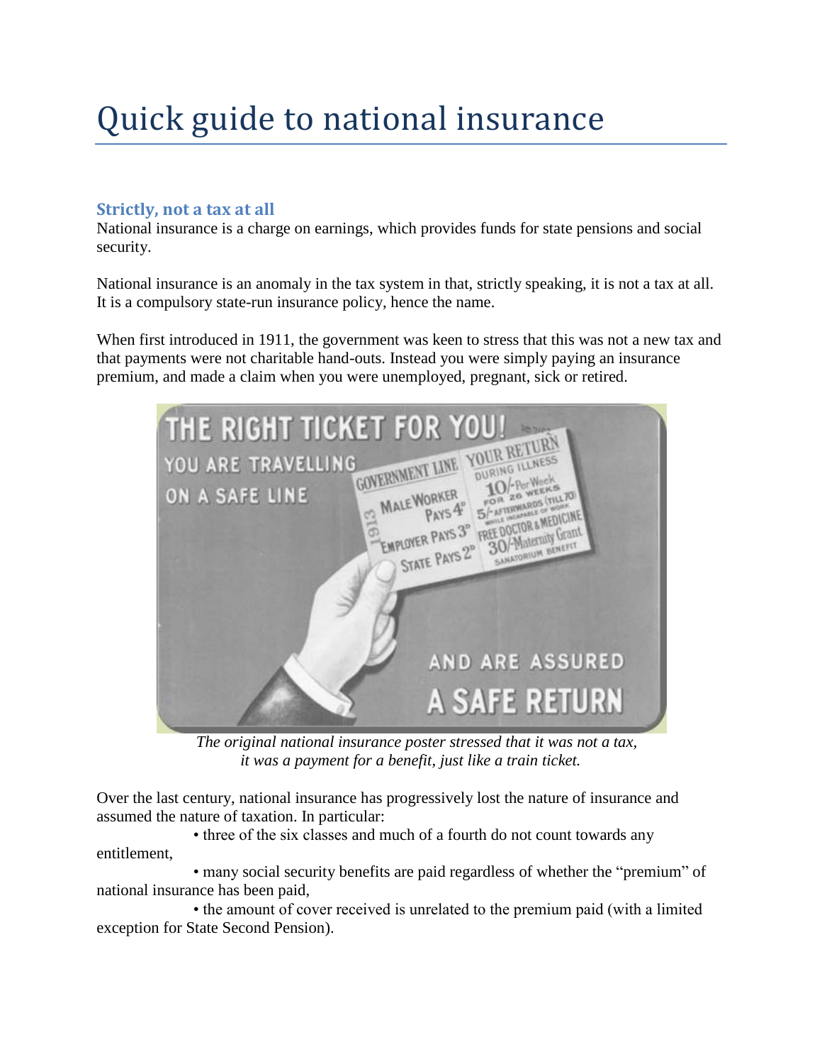# Quick guide to national insurance

## Strictly, not a tax at all

National insurance is a charge on earnings, which provides funds for state pensions and social security.

National insurance is an anomaly in the tax system in that, strictly speaking, it is not a tax at all. It is a compulsory state-run insurance policy, hence the name.

When first introduced in 1911, the government was keen to stress that this was not a new tax and that payments were not charitable hand-outs. Instead you were simply paying an insurance premium, and made a claim when you were unemployed, pregnant, sick or retired.

*The original national insurance poster stressed that it was not a tax, it was a payment for a benefit, just like a train ticket.*

Over the last century, national insurance has progressively lost the nature of insurance and assumed the nature of taxation. In particular:

- three of the six classes and much of a fourth do not count towards any entitlement,
- many social security benefits are paid regardless of whether the "premium" of national insurance has been paid,
- the amount of cover received is unrelated to the premium paid (with a limited exception for State Second Pension).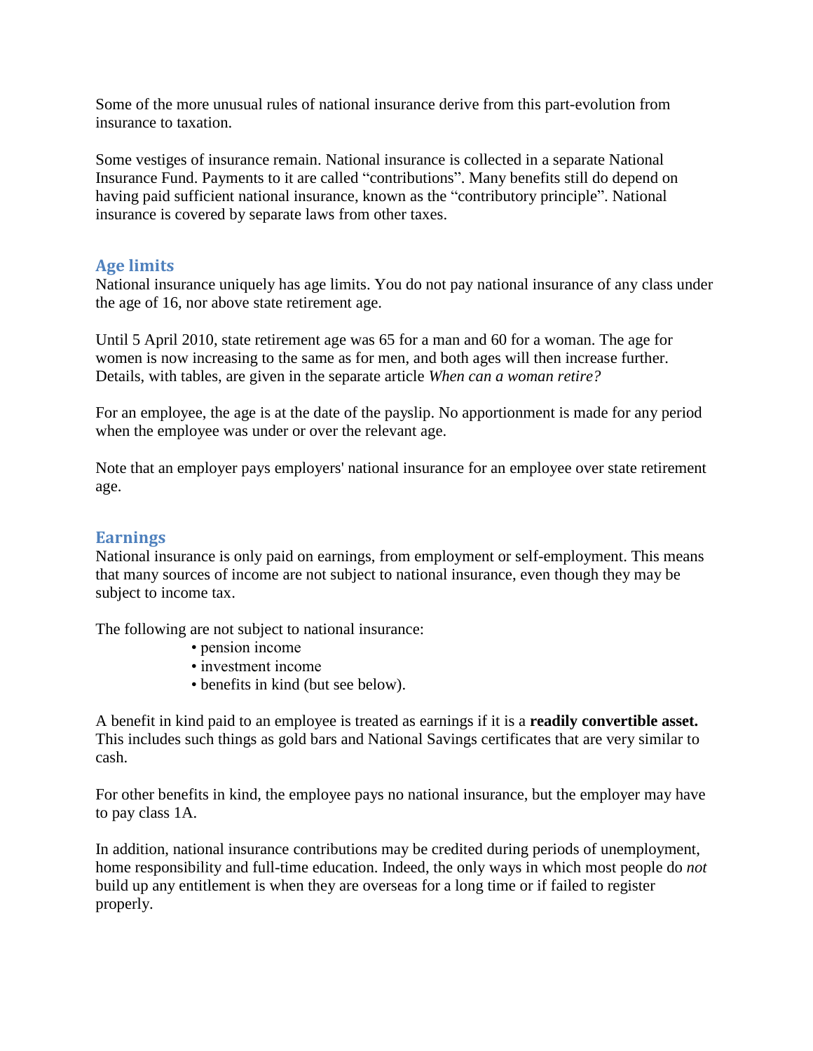Some of the more unusual rules of national insurance derive from this part-evolution from insurance to taxation.

Some vestiges of insurance remain. National insurance is collected in a separate National Insurance Fund. Payments to it are called “contributions”. Many benefits still do depend on having paid sufficient national insurance, known as the “contributory principle”. National insurance is covered by separate laws from other taxes.

## Age limits

National insurance uniquely has age limits. You do not pay national insurance of any class under the age of 16, nor above state retirement age.

Until 5 April 2010, state retirement age was 65 for a man and 60 for a woman. The age for women is now increasing to the same as for men, and both ages will then increase further. Details, with tables, are given in the separate article *When can a woman retire?*

For an employee, the age is at the date of the payslip. No apportionment is made for any period when the employee was under or over the relevant age.

Note that an employer pays employers' national insurance for an employee over state retirement age.

## Earnings

National insurance is only paid on earnings, from employment or self-employment. This means that many sources of income are not subject to national insurance, even though they may be subject to income tax.

The following are not subject to national insurance:

- pension income
- investment income
- benefits in kind (but see below).

A benefit in kind paid to an employee is treated as earnings if it is a **readily convertible asset.** This includes such things as gold bars and National Savings certificates that are very similar to cash.

For other benefits in kind, the employee pays no national insurance, but the employer may have to pay class 1A.

In addition, national insurance contributions may be credited during periods of unemployment, home responsibility and full-time education. Indeed, the only ways in which most people do *not* build up any entitlement is when they are overseas for a long time or if failed to register properly.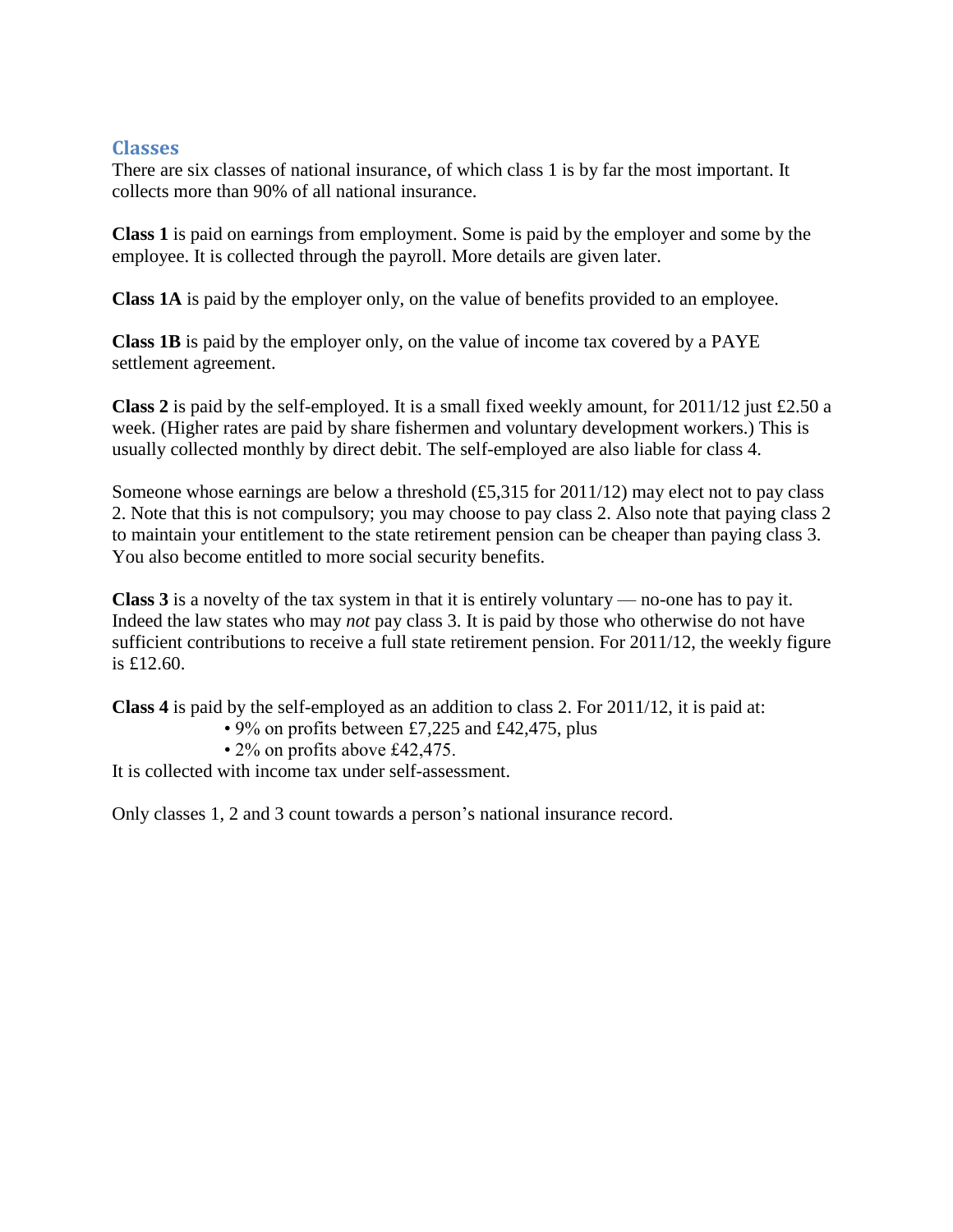## Classes

There are six classes of national insurance, of which class 1 is by far the most important. It collects more than 90% of all national insurance.

**Class 1** is paid on earnings from employment. Some is paid by the employer and some by the employee. It is collected through the payroll. More details are given later.

**Class 1A** is paid by the employer only, on the value of benefits provided to an employee.

**Class 1B** is paid by the employer only, on the value of income tax covered by a PAYE settlement agreement.

**Class 2** is paid by the self-employed. It is a small fixed weekly amount, for 2011/12 just £2.50 a week. (Higher rates are paid by share fishermen and voluntary development workers.) This is usually collected monthly by direct debit. The self-employed are also liable for class 4.

Someone whose earnings are below a threshold (£5,315 for 2011/12) may elect not to pay class 2. Note that this is not compulsory; you may choose to pay class 2. Also note that paying class 2 to maintain your entitlement to the state retirement pension can be cheaper than paying class 3. You also become entitled to more social security benefits.

**Class 3** is a novelty of the tax system in that it is entirely voluntary — no-one has to pay it. Indeed the law states who may *not* pay class 3. It is paid by those who otherwise do not have sufficient contributions to receive a full state retirement pension. For 2011/12, the weekly figure is £12.60.

**Class 4** is paid by the self-employed as an addition to class 2. For 2011/12, it is paid at:

- 9% on profits between £7,225 and £42,475, plus
- 2% on profits above £42,475.

It is collected with income tax under self-assessment.

Only classes 1, 2 and 3 count towards a person's national insurance record.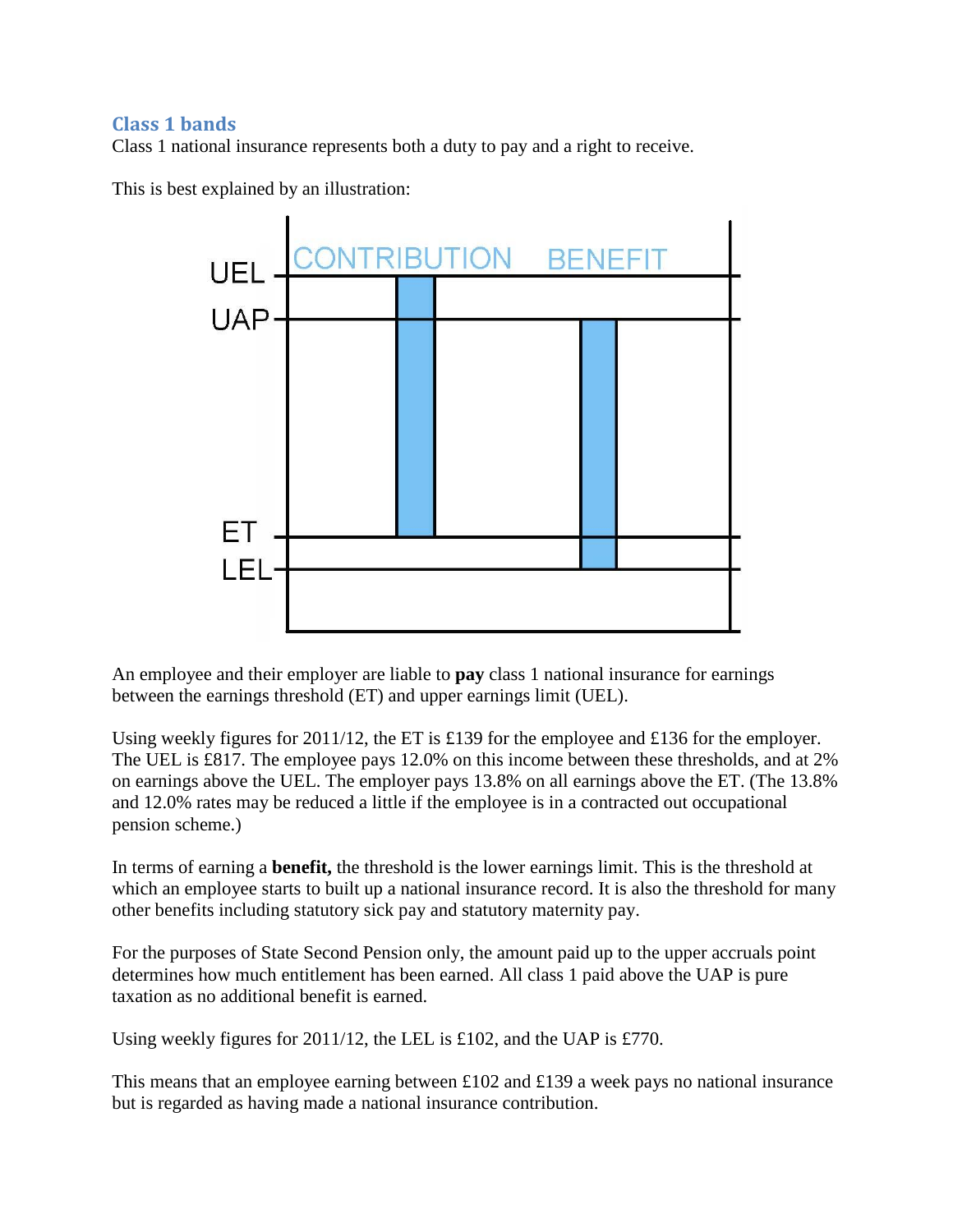## Class 1 bands

Class 1 national insurance represents both a duty to pay and a right to receive.

This is best explained by an illustration:

An employee and their employer are liable to **pay** class 1 national insurance for earnings between the earnings threshold (ET) and upper earnings limit (UEL).

Using weekly figures for 2011/12, the ET is £139 for the employee and £136 for the employer. The UEL is £817. The employee pays 12.0% on this income between these thresholds, and at 2% on earnings above the UEL. The employer pays 13.8% on all earnings above the ET. (The 13.8% and 12.0% rates may be reduced a little if the employee is in a contracted out occupational pension scheme.)

In terms of earning a **benefit,** the threshold is the lower earnings limit. This is the threshold at which an employee starts to built up a national insurance record. It is also the threshold for many other benefits including statutory sick pay and statutory maternity pay.

For the purposes of State Second Pension only, the amount paid up to the upper accruals point determines how much entitlement has been earned. All class 1 paid above the UAP is pure taxation as no additional benefit is earned.

Using weekly figures for 2011/12, the LEL is £102, and the UAP is £770.

This means that an employee earning between £102 and £139 a week pays no national insurance but is regarded as having made a national insurance contribution.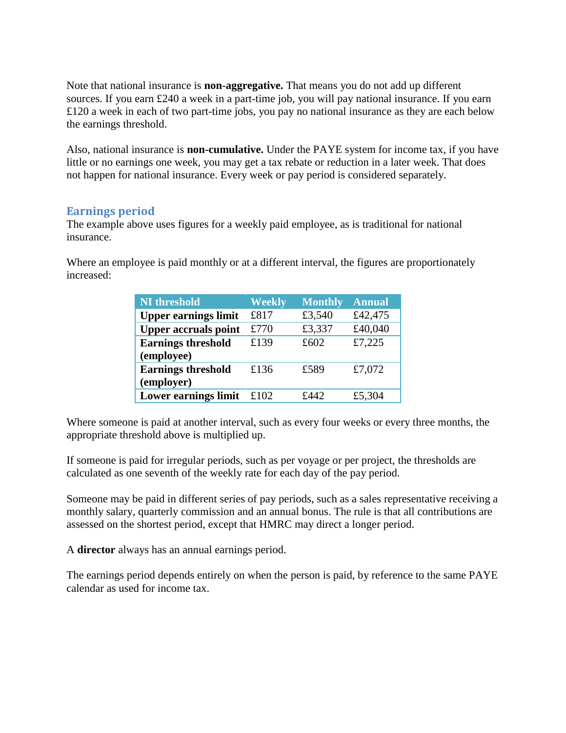Note that national insurance is **non-aggregative.** That means you do not add up different sources. If you earn £240 a week in a part-time job, you will pay national insurance. If you earn £120 a week in each of two part-time jobs, you pay no national insurance as they are each below the earnings threshold.

Also, national insurance is **non-cumulative.** Under the PAYE system for income tax, if you have little or no earnings one week, you may get a tax rebate or reduction in a later week. That does not happen for national insurance. Every week or pay period is considered separately.

## Earnings period

The example above uses figures for a weekly paid employee, as is traditional for national insurance.

Where an employee is paid monthly or at a different interval, the figures are proportionately increased:

| NI threshold | Weekly | Monthly | Annual |
|---|---|---|---|
| **Upper earnings limit** | £817 | £3,540 | £42,475 |
| **Upper accruals point** | £770 | £3,337 | £40,040 |
| **Earnings threshold (employee)** | £139 | £602 | £7,225 |
| **Earnings threshold (employer)** | £136 | £589 | £7,072 |
| **Lower earnings limit** | £102 | £442 | £5,304 |

Where someone is paid at another interval, such as every four weeks or every three months, the appropriate threshold above is multiplied up.

If someone is paid for irregular periods, such as per voyage or per project, the thresholds are calculated as one seventh of the weekly rate for each day of the pay period.

Someone may be paid in different series of pay periods, such as a sales representative receiving a monthly salary, quarterly commission and an annual bonus. The rule is that all contributions are assessed on the shortest period, except that HMRC may direct a longer period.

A **director** always has an annual earnings period.

The earnings period depends entirely on when the person is paid, by reference to the same PAYE calendar as used for income tax.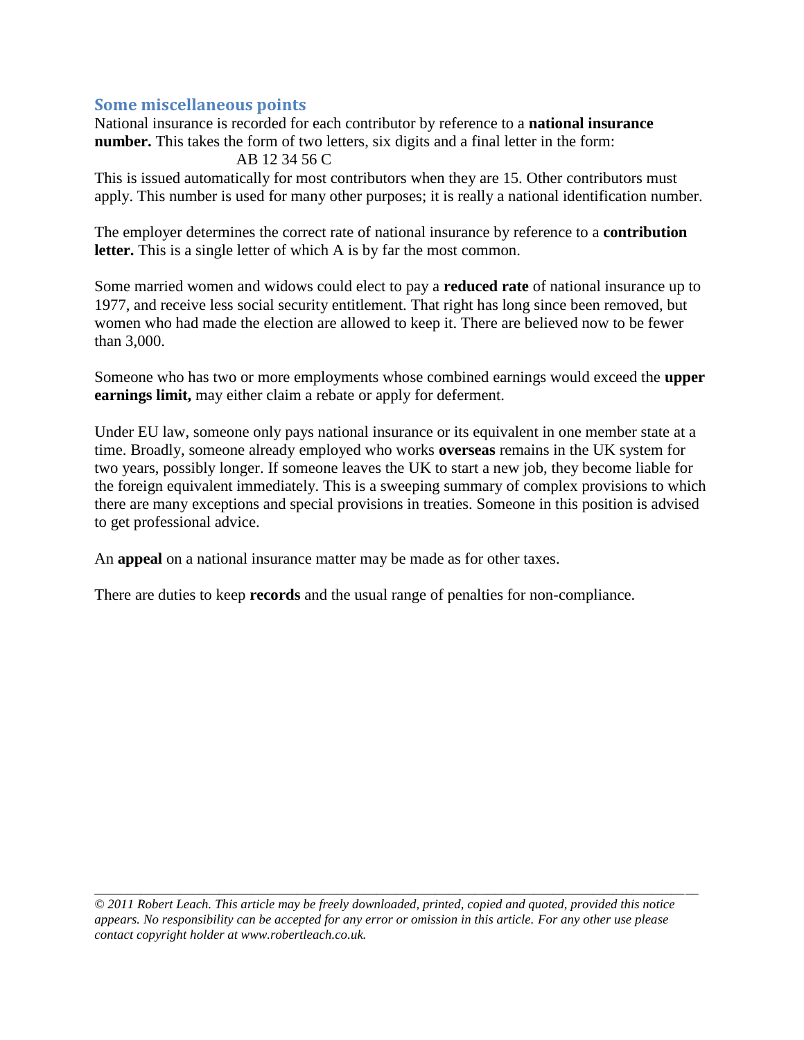## Some miscellaneous points

National insurance is recorded for each contributor by reference to a **national insurance number.** This takes the form of two letters, six digits and a final letter in the form:

AB 12 34 56 C

This is issued automatically for most contributors when they are 15. Other contributors must apply. This number is used for many other purposes; it is really a national identification number.

The employer determines the correct rate of national insurance by reference to a **contribution letter.** This is a single letter of which A is by far the most common.

Some married women and widows could elect to pay a **reduced rate** of national insurance up to 1977, and receive less social security entitlement. That right has long since been removed, but women who had made the election are allowed to keep it. There are believed now to be fewer than 3,000.

Someone who has two or more employments whose combined earnings would exceed the **upper earnings limit,** may either claim a rebate or apply for deferment.

Under EU law, someone only pays national insurance or its equivalent in one member state at a time. Broadly, someone already employed who works **overseas** remains in the UK system for two years, possibly longer. If someone leaves the UK to start a new job, they become liable for the foreign equivalent immediately. This is a sweeping summary of complex provisions to which there are many exceptions and special provisions in treaties. Someone in this position is advised to get professional advice.

An **appeal** on a national insurance matter may be made as for other taxes.

There are duties to keep **records** and the usual range of penalties for non-compliance.

*© 2011 Robert Leach. This article may be freely downloaded, printed, copied and quoted, provided this notice appears. No responsibility can be accepted for any error or omission in this article. For any other use please contact copyright holder at www.robertleach.co.uk.*